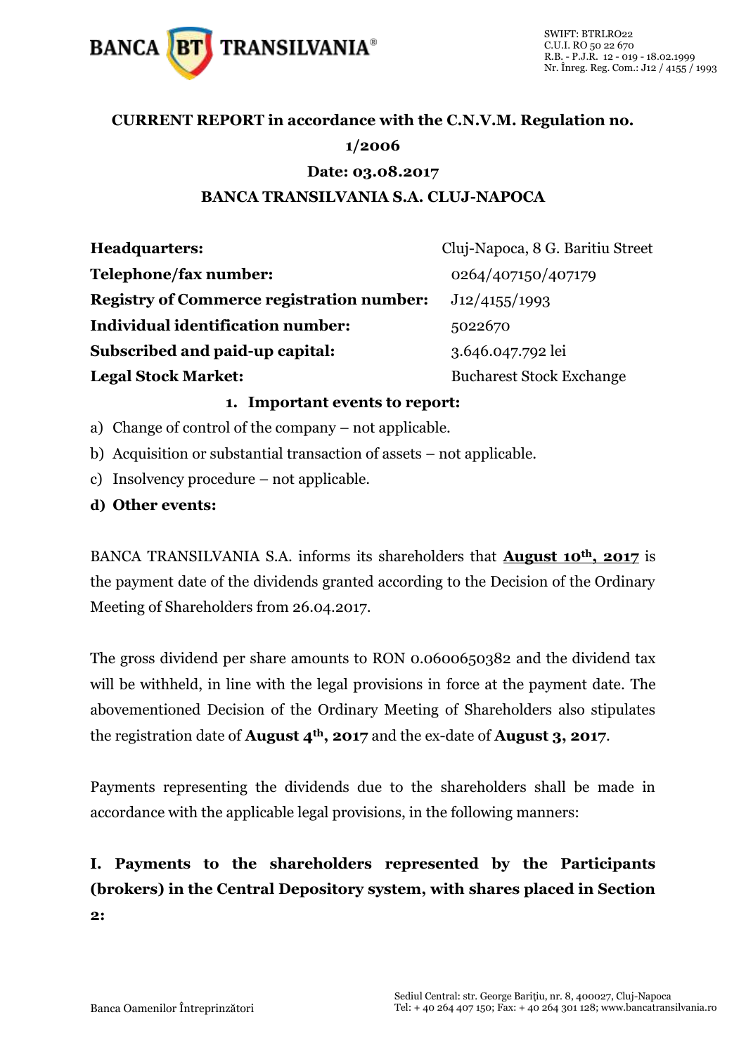**CURRENT REPORT in accordance with the C.N.V.M. Regulation no. 1/2006**

**Date: 03.08.2017**

**BANCA TRANSILVANIA S.A. CLUJ-NAPOCA**

| | |
|---|---|
| **Headquarters:** | Cluj-Napoca, 8 G. Baritiu Street |
| **Telephone/fax number:** | 0264/407150/407179 |
| **Registry of Commerce registration number:** | J12/4155/1993 |
| **Individual identification number:** | 5022670 |
| **Subscribed and paid-up capital:** | 3.646.047.792 lei |
| **Legal Stock Market:** | Bucharest Stock Exchange |

**1. Important events to report:**

a) Change of control of the company – not applicable.

b) Acquisition or substantial transaction of assets – not applicable.

c) Insolvency procedure – not applicable.

**d) Other events:**

BANCA TRANSILVANIA S.A. informs its shareholders that **August 10th, 2017** is the payment date of the dividends granted according to the Decision of the Ordinary Meeting of Shareholders from 26.04.2017.

The gross dividend per share amounts to RON 0.0600650382 and the dividend tax will be withheld, in line with the legal provisions in force at the payment date. The abovementioned Decision of the Ordinary Meeting of Shareholders also stipulates the registration date of **August 4th, 2017** and the ex-date of **August 3, 2017**.

Payments representing the dividends due to the shareholders shall be made in accordance with the applicable legal provisions, in the following manners:

**I. Payments to the shareholders represented by the Participants (brokers) in the Central Depository system, with shares placed in Section 2:**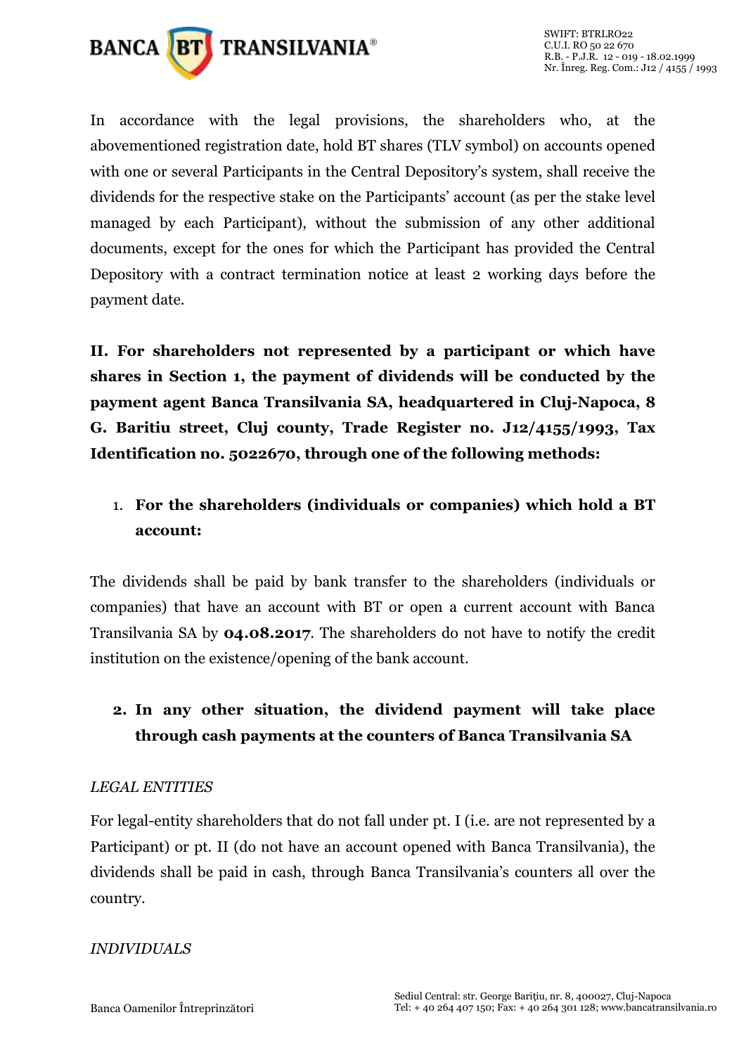In accordance with the legal provisions, the shareholders who, at the abovementioned registration date, hold BT shares (TLV symbol) on accounts opened with one or several Participants in the Central Depository's system, shall receive the dividends for the respective stake on the Participants' account (as per the stake level managed by each Participant), without the submission of any other additional documents, except for the ones for which the Participant has provided the Central Depository with a contract termination notice at least 2 working days before the payment date.

**II. For shareholders not represented by a participant or which have shares in Section 1, the payment of dividends will be conducted by the payment agent Banca Transilvania SA, headquartered in Cluj-Napoca, 8 G. Baritiu street, Cluj county, Trade Register no. J12/4155/1993, Tax Identification no. 5022670, through one of the following methods:**

1. **For the shareholders (individuals or companies) which hold a BT account:**

The dividends shall be paid by bank transfer to the shareholders (individuals or companies) that have an account with BT or open a current account with Banca Transilvania SA by **04.08.2017**. The shareholders do not have to notify the credit institution on the existence/opening of the bank account.

2. **In any other situation, the dividend payment will take place through cash payments at the counters of Banca Transilvania SA**

*LEGAL ENTITIES*

For legal-entity shareholders that do not fall under pt. I (i.e. are not represented by a Participant) or pt. II (do not have an account opened with Banca Transilvania), the dividends shall be paid in cash, through Banca Transilvania's counters all over the country.

*INDIVIDUALS*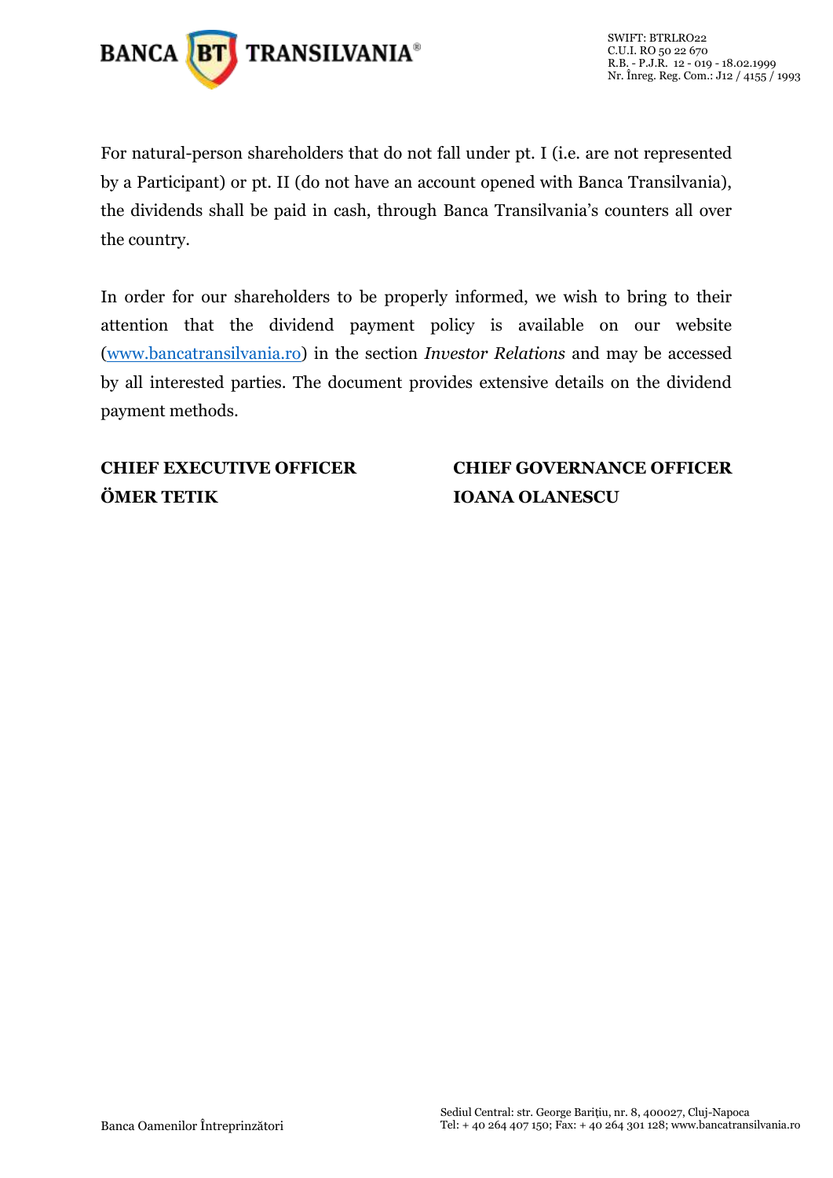For natural-person shareholders that do not fall under pt. I (i.e. are not represented by a Participant) or pt. II (do not have an account opened with Banca Transilvania), the dividends shall be paid in cash, through Banca Transilvania's counters all over the country.

In order for our shareholders to be properly informed, we wish to bring to their attention that the dividend payment policy is available on our website ([www.bancatransilvania.ro](http://www.bancatransilvania.ro)) in the section *Investor Relations* and may be accessed by all interested parties. The document provides extensive details on the dividend payment methods.

| | |
|---|---|
| **CHIEF EXECUTIVE OFFICER** | **CHIEF GOVERNANCE OFFICER** |
| **ÖMER TETIK** | **IOANA OLANESCU** |